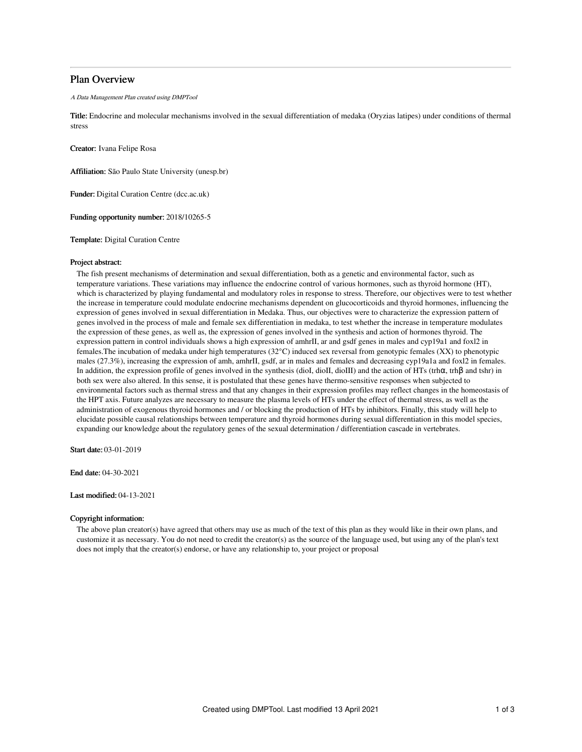# Plan Overview

*A Data Management Plan created using DMPTool*

**Title:** Endocrine and molecular mechanisms involved in the sexual differentiation of medaka (Oryzias latipes) under conditions of thermal stress

**Creator:** Ivana Felipe Rosa

**Affiliation:** São Paulo State University (unesp.br)

**Funder:** Digital Curation Centre (dcc.ac.uk)

**Funding opportunity number:** 2018/10265-5

**Template:** Digital Curation Centre

**Project abstract:**

The fish present mechanisms of determination and sexual differentiation, both as a genetic and environmental factor, such as temperature variations. These variations may influence the endocrine control of various hormones, such as thyroid hormone (HT), which is characterized by playing fundamental and modulatory roles in response to stress. Therefore, our objectives were to test whether the increase in temperature could modulate endocrine mechanisms dependent on glucocorticoids and thyroid hormones, influencing the expression of genes involved in sexual differentiation in Medaka. Thus, our objectives were to characterize the expression pattern of genes involved in the process of male and female sex differentiation in medaka, to test whether the increase in temperature modulates the expression of these genes, as well as, the expression of genes involved in the synthesis and action of hormones thyroid. The expression pattern in control individuals shows a high expression of amhrII, ar and gsdf genes in males and cyp19a1 and foxl2 in females.The incubation of medaka under high temperatures (32°C) induced sex reversal from genotypic females (XX) to phenotypic males (27.3%), increasing the expression of amh, amhrII, gsdf, ar in males and females and decreasing cyp19a1a and foxl2 in females. In addition, the expression profile of genes involved in the synthesis (dioI, dioII, dioIII) and the action of HTs (trhα, trhβ and tshr) in both sex were also altered. In this sense, it is postulated that these genes have thermo-sensitive responses when subjected to environmental factors such as thermal stress and that any changes in their expression profiles may reflect changes in the homeostasis of the HPT axis. Future analyzes are necessary to measure the plasma levels of HTs under the effect of thermal stress, as well as the administration of exogenous thyroid hormones and / or blocking the production of HTs by inhibitors. Finally, this study will help to elucidate possible causal relationships between temperature and thyroid hormones during sexual differentiation in this model species, expanding our knowledge about the regulatory genes of the sexual determination / differentiation cascade in vertebrates.

**Start date:** 03-01-2019

**End date:** 04-30-2021

**Last modified:** 04-13-2021

**Copyright information:**

The above plan creator(s) have agreed that others may use as much of the text of this plan as they would like in their own plans, and customize it as necessary. You do not need to credit the creator(s) as the source of the language used, but using any of the plan's text does not imply that the creator(s) endorse, or have any relationship to, your project or proposal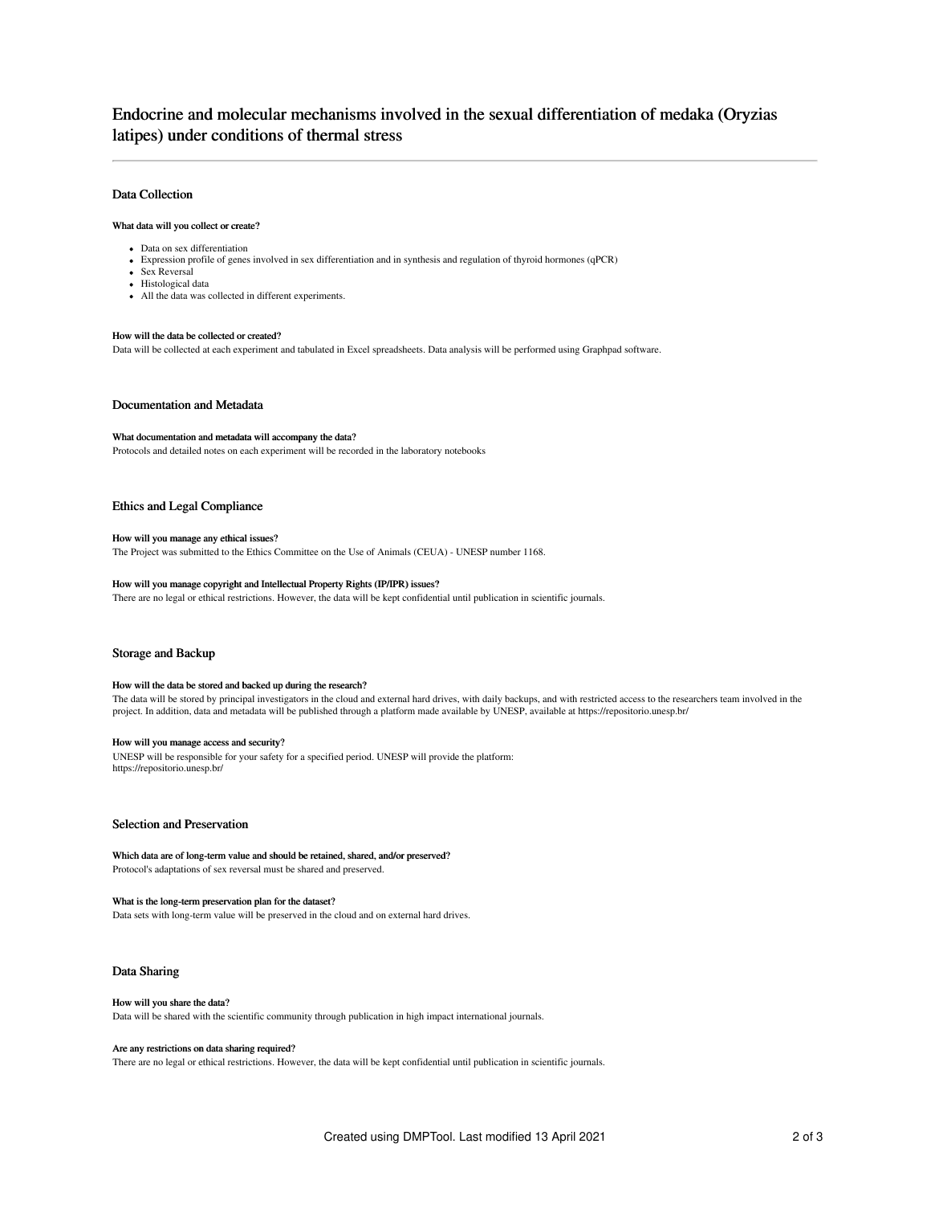# Endocrine and molecular mechanisms involved in the sexual differentiation of medaka (Oryzias latipes) under conditions of thermal stress

## Data Collection

### What data will you collect or create?

- Data on sex differentiation
- Expression profile of genes involved in sex differentiation and in synthesis and regulation of thyroid hormones (qPCR)
- Sex Reversal
- Histological data
- All the data was collected in different experiments.

### How will the data be collected or created?

Data will be collected at each experiment and tabulated in Excel spreadsheets. Data analysis will be performed using Graphpad software.

## Documentation and Metadata

### What documentation and metadata will accompany the data?

Protocols and detailed notes on each experiment will be recorded in the laboratory notebooks

## Ethics and Legal Compliance

### How will you manage any ethical issues?

The Project was submitted to the Ethics Committee on the Use of Animals (CEUA) - UNESP number 1168.

### How will you manage copyright and Intellectual Property Rights (IP/IPR) issues?

There are no legal or ethical restrictions. However, the data will be kept confidential until publication in scientific journals.

## Storage and Backup

### How will the data be stored and backed up during the research?

The data will be stored by principal investigators in the cloud and external hard drives, with daily backups, and with restricted access to the researchers team involved in the project. In addition, data and metadata will be published through a platform made available by UNESP, available at https://repositorio.unesp.br/

### How will you manage access and security?

UNESP will be responsible for your safety for a specified period. UNESP will provide the platform:
https://repositorio.unesp.br/

## Selection and Preservation

### Which data are of long-term value and should be retained, shared, and/or preserved?

Protocol's adaptations of sex reversal must be shared and preserved.

### What is the long-term preservation plan for the dataset?

Data sets with long-term value will be preserved in the cloud and on external hard drives.

## Data Sharing

### How will you share the data?

Data will be shared with the scientific community through publication in high impact international journals.

### Are any restrictions on data sharing required?

There are no legal or ethical restrictions. However, the data will be kept confidential until publication in scientific journals.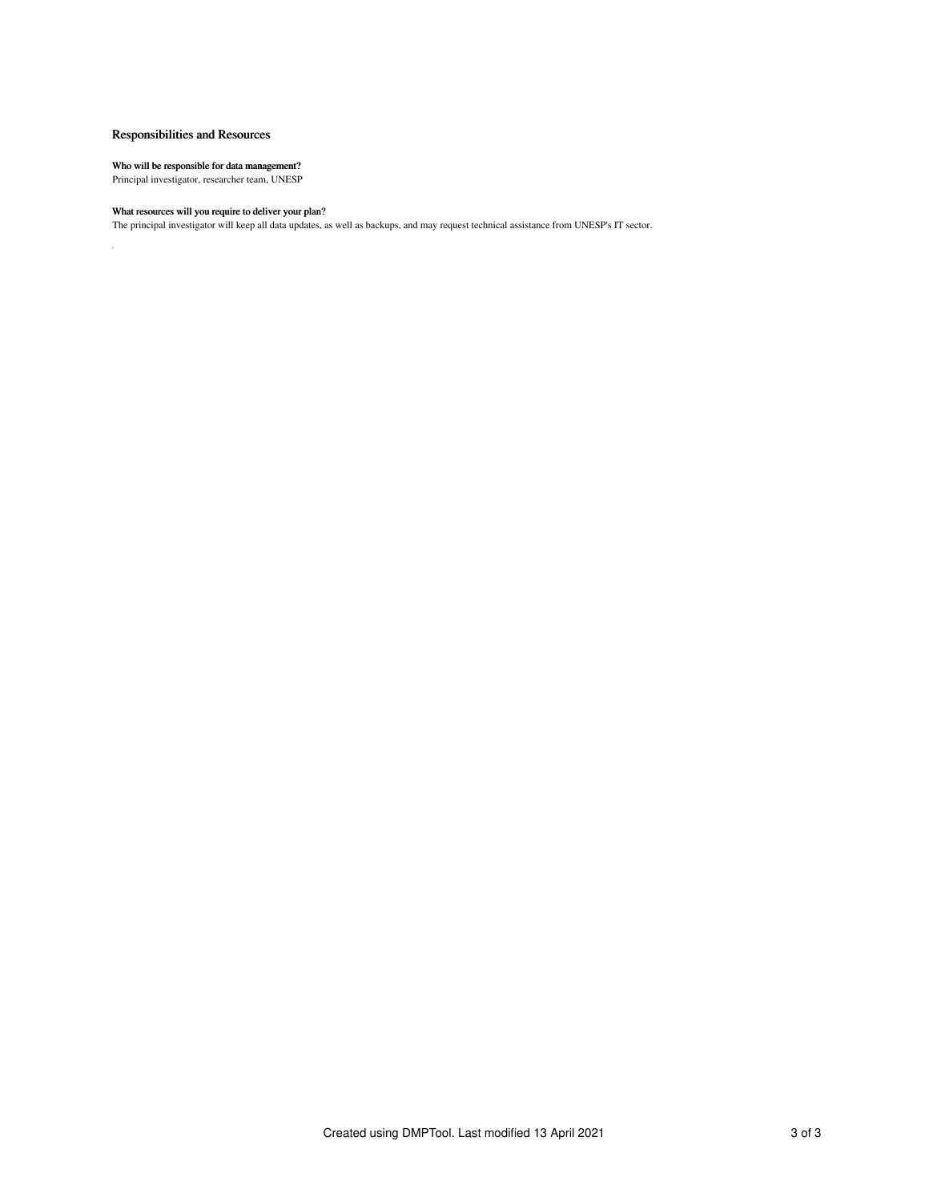## Responsibilities and Resources

**Who will be responsible for data management?**

Principal investigator, researcher team, UNESP

**What resources will you require to deliver your plan?**

The principal investigator will keep all data updates, as well as backups, and may request technical assistance from UNESP's IT sector.